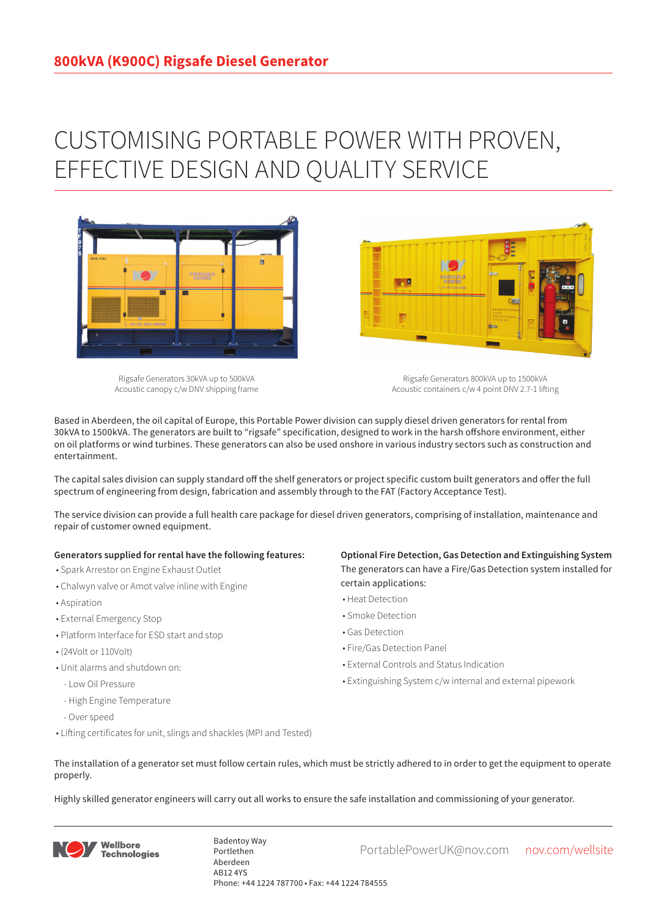# 800kVA (K900C) Rigsafe Diesel Generator

## CUSTOMISING PORTABLE POWER WITH PROVEN, EFFECTIVE DESIGN AND QUALITY SERVICE

Rigsafe Generators 30kVA up to 500kVA
Acoustic canopy c/w DNV shipping frame

Rigsafe Generators 800kVA up to 1500kVA
Acoustic containers c/w 4 point DNV 2.7-1 lifting

Based in Aberdeen, the oil capital of Europe, this Portable Power division can supply diesel driven generators for rental from 30kVA to 1500kVA. The generators are built to "rigsafe" specification, designed to work in the harsh offshore environment, either on oil platforms or wind turbines. These generators can also be used onshore in various industry sectors such as construction and entertainment.

The capital sales division can supply standard off the shelf generators or project specific custom built generators and offer the full spectrum of engineering from design, fabrication and assembly through to the FAT (Factory Acceptance Test).

The service division can provide a full health care package for diesel driven generators, comprising of installation, maintenance and repair of customer owned equipment.

**Generators supplied for rental have the following features:**

- Spark Arrestor on Engine Exhaust Outlet
- Chalwyn valve or Amot valve inline with Engine
- Aspiration
- External Emergency Stop
- Platform Interface for ESD start and stop
- (24Volt or 110Volt)
- Unit alarms and shutdown on:
  - Low Oil Pressure
  - High Engine Temperature
  - Over speed
- Lifting certificates for unit, slings and shackles (MPI and Tested)

**Optional Fire Detection, Gas Detection and Extinguishing System**

The generators can have a Fire/Gas Detection system installed for certain applications:

- Heat Detection
- Smoke Detection
- Gas Detection
- Fire/Gas Detection Panel
- External Controls and Status Indication
- Extinguishing System c/w internal and external pipework

The installation of a generator set must follow certain rules, which must be strictly adhered to in order to get the equipment to operate properly.

Highly skilled generator engineers will carry out all works to ensure the safe installation and commissioning of your generator.

Wellbore Technologies

Badentoy Way
Portlethen
Aberdeen
AB12 4YS
Phone: +44 1224 787700 • Fax: +44 1224 784555

PortablePowerUK@nov.com nov.com/wellsite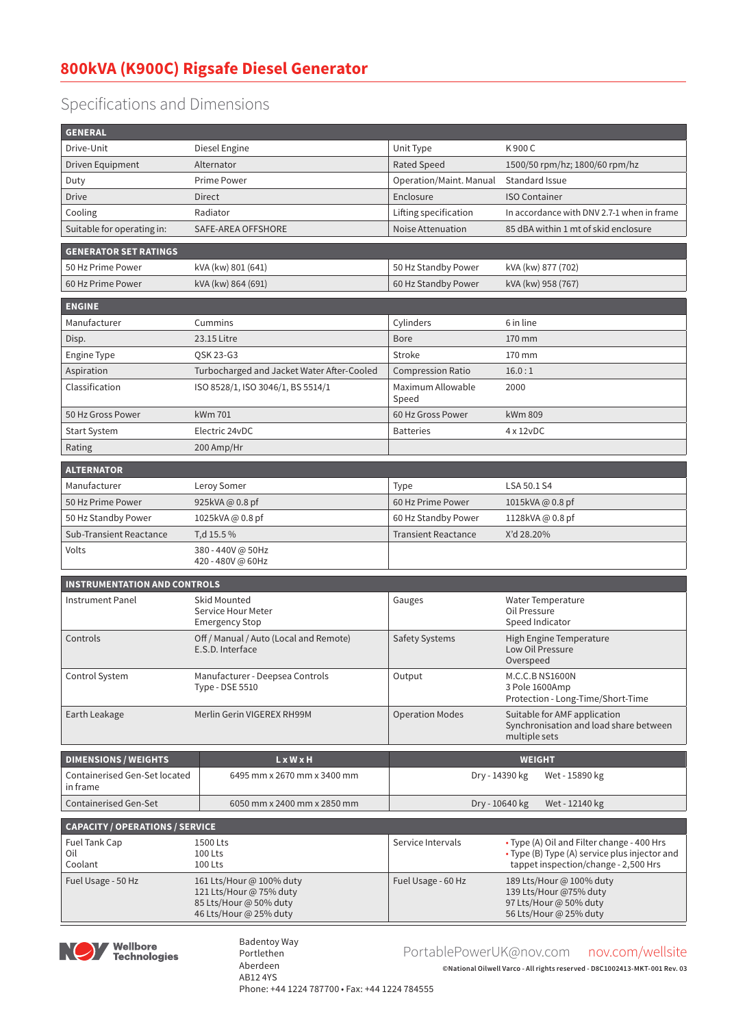# 800kVA (K900C) Rigsafe Diesel Generator

## Specifications and Dimensions

| GENERAL | | | |
|---|---|---|---|
| Drive-Unit | Diesel Engine | Unit Type | K 900 C |
| Driven Equipment | Alternator | Rated Speed | 1500/50 rpm/hz; 1800/60 rpm/hz |
| Duty | Prime Power | Operation/Maint. Manual | Standard Issue |
| Drive | Direct | Enclosure | ISO Container |
| Cooling | Radiator | Lifting specification | In accordance with DNV 2.7-1 when in frame |
| Suitable for operating in: | SAFE-AREA OFFSHORE | Noise Attenuation | 85 dBA within 1 mt of skid enclosure |

| GENERATOR SET RATINGS | | | |
|---|---|---|---|
| 50 Hz Prime Power | kVA (kw) 801 (641) | 50 Hz Standby Power | kVA (kw) 877 (702) |
| 60 Hz Prime Power | kVA (kw) 864 (691) | 60 Hz Standby Power | kVA (kw) 958 (767) |

| ENGINE | | | |
|---|---|---|---|
| Manufacturer | Cummins | Cylinders | 6 in line |
| Disp. | 23.15 Litre | Bore | 170 mm |
| Engine Type | QSK 23-G3 | Stroke | 170 mm |
| Aspiration | Turbocharged and Jacket Water After-Cooled | Compression Ratio | 16.0 : 1 |
| Classification | ISO 8528/1, ISO 3046/1, BS 5514/1 | Maximum Allowable Speed | 2000 |
| 50 Hz Gross Power | kWm 701 | 60 Hz Gross Power | kWm 809 |
| Start System | Electric 24vDC | Batteries | 4 x 12vDC |
| Rating | 200 Amp/Hr | | |

| ALTERNATOR | | | |
|---|---|---|---|
| Manufacturer | Leroy Somer | Type | LSA 50.1 S4 |
| 50 Hz Prime Power | 925kVA @ 0.8 pf | 60 Hz Prime Power | 1015kVA @ 0.8 pf |
| 50 Hz Standby Power | 1025kVA @ 0.8 pf | 60 Hz Standby Power | 1128kVA @ 0.8 pf |
| Sub-Transient Reactance | T,d 15.5 % | Transient Reactance | X'd 28.20% |
| Volts | 380 - 440V @ 50Hz<br>420 - 480V @ 60Hz | | |

| INSTRUMENTATION AND CONTROLS | | | |
|---|---|---|---|
| Instrument Panel | Skid Mounted<br>Service Hour Meter<br>Emergency Stop | Gauges | Water Temperature<br>Oil Pressure<br>Speed Indicator |
| Controls | Off / Manual / Auto (Local and Remote)<br>E.S.D. Interface | Safety Systems | High Engine Temperature<br>Low Oil Pressure<br>Overspeed |
| Control System | Manufacturer - Deepsea Controls<br>Type - DSE 5510 | Output | M.C.C.B NS1600N<br>3 Pole 1600Amp<br>Protection - Long-Time/Short-Time |
| Earth Leakage | Merlin Gerin VIGEREX RH99M | Operation Modes | Suitable for AMF application<br>Synchronisation and load share between multiple sets |

| DIMENSIONS / WEIGHTS | L x W x H | WEIGHT |
|---|---|---|
| Containerised Gen-Set located in frame | 6495 mm x 2670 mm x 3400 mm | Dry - 14390 kg Wet - 15890 kg |
| Containerised Gen-Set | 6050 mm x 2400 mm x 2850 mm | Dry - 10640 kg Wet - 12140 kg |

| CAPACITY / OPERATIONS / SERVICE | | | |
|---|---|---|---|
| Fuel Tank Cap<br>Oil<br>Coolant | 1500 Lts<br>100 Lts<br>100 Lts | Service Intervals | • Type (A) Oil and Filter change - 400 Hrs<br>• Type (B) Type (A) service plus injector and tappet inspection/change - 2,500 Hrs |
| Fuel Usage - 50 Hz | 161 Lts/Hour @ 100% duty<br>121 Lts/Hour @ 75% duty<br>85 Lts/Hour @ 50% duty<br>46 Lts/Hour @ 25% duty | Fuel Usage - 60 Hz | 189 Lts/Hour @ 100% duty<br>139 Lts/Hour @75% duty<br>97 Lts/Hour @ 50% duty<br>56 Lts/Hour @ 25% duty |

NOV Wellbore Technologies

Badentoy Way
Portlethen
Aberdeen
AB12 4YS
Phone: +44 1224 787700 • Fax: +44 1224 784555

PortablePowerUK@nov.com nov.com/wellsite

©National Oilwell Varco - All rights reserved - D8C1002413-MKT-001 Rev. 03